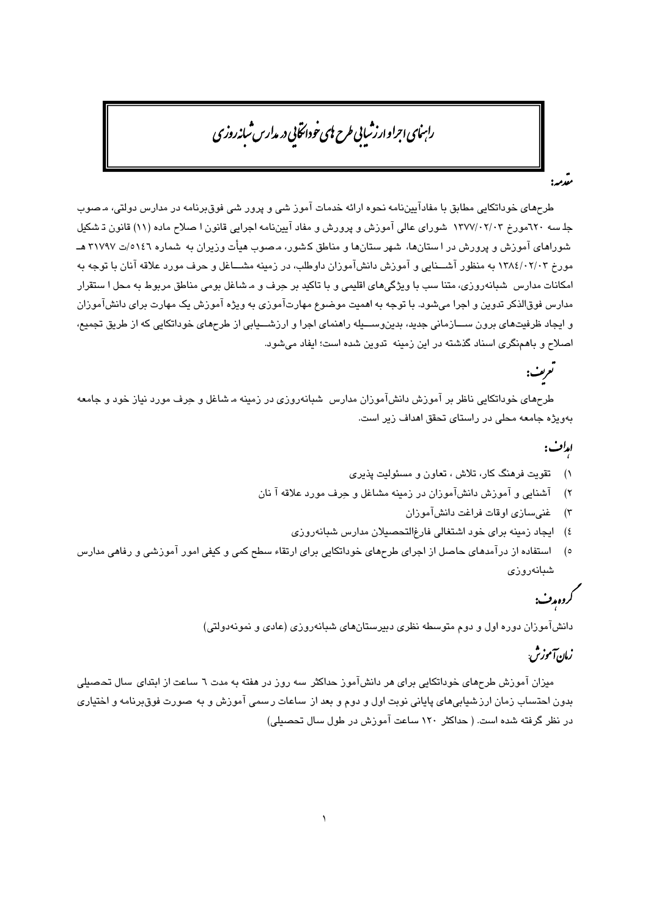# راهنمای اجرا و ارزشیابی طرح های خوداتکایی در مدارس شبانه روزی

## مقدمه:

طرح‌های خوداتکایی مطابق با مفادآیین‌نامه نحوه ارائه خدمات آموزشی و پرورشی فوق‌برنامه در مدارس دولتی، مصوب جلسه ٦٢٠مورخ ١٣٧٧/٠٢/٠٣ شورای عالی آموزش و پرورش و مفاد آیین‌نامه اجرایی قانون اصلاح ماده (١١) قانون تشکیل شوراهای آموزش و پرورش در استان‌ها، شهرستان‌ها و مناطق کشور، مصوب هیأت وزیران به شماره ٥١٤٦/ت ٣١٧٩٧ هـ مورخ ١٣٨٤/٠٢/٠٣ به منظور آشنایی و آموزش دانش‌آموزان داوطلب، در زمینه مشاغل و حرف مورد علاقه آنان با توجه به امکانات مدارس شبانه‌روزی، متناسب با ویژگی‌های اقلیمی و با تاکید بر حرف و مشاغل بومی مناطق مربوط به محل استقرار مدارس فوق‌الذکر تدوین و اجرا می‌شود. با توجه به اهمیت موضوع مهارت‌آموزی به ویژه آموزش یک مهارت برای دانش‌آموزان و ایجاد ظرفیت‌های برون سازمانی جدید، بدین‌وسیله راهنمای اجرا و ارزشیابی از طرح‌های خوداتکایی که از طریق تجمیع، اصلاح و باهم‌نگری اسناد گذشته در این زمینه تدوین شده است؛ ایفاد می‌شود.

## تعریف:

طرح‌های خوداتکایی ناظر بر آموزش دانش‌آموزان مدارس شبانه‌روزی در زمینه مشاغل و حِرف مورد نیاز خود و جامعه به‌ویژه جامعه محلی در راستای تحقق اهداف زیر است.

## اهداف:

١) تقویت فرهنگ کار، تلاش ، تعاون و مسئولیت پذیری

٢) آشنایی و آموزش دانش‌آموزان در زمینه مشاغل و حِرف مورد علاقه آنان

٣) غنی‌سازی اوقات فراغت دانش‌آموزان

٤) ایجاد زمینه برای خود اشتغالی فارغ‌التحصیلان مدارس شبانه‌روزی

٥) استفاده از درآمدهای حاصل از اجرای طرح‌های خوداتکایی برای ارتقاء سطح کمی و کیفی امور آموزشی و رفاهی مدارس شبانه‌روزی

## گروه‌هدف:

دانش‌آموزان دوره اول و دوم متوسطه نظری دبیرستان‌های شبانه‌روزی (عادی و نمونه‌دولتی)

## زمان آموزش:

میزان آموزش طرح‌های خوداتکایی برای هر دانش‌آموز حداکثر سه روز در هفته به مدت ٦ ساعت از ابتدای سال تحصیلی بدون احتساب زمان ارزشیابی‌های پایانی نوبت اول و دوم و بعد از ساعات رسمی آموزش و به صورت فوق‌برنامه و اختیاری در نظر گرفته شده است. ( حداکثر ١٢٠ ساعت آموزش در طول سال تحصیلی)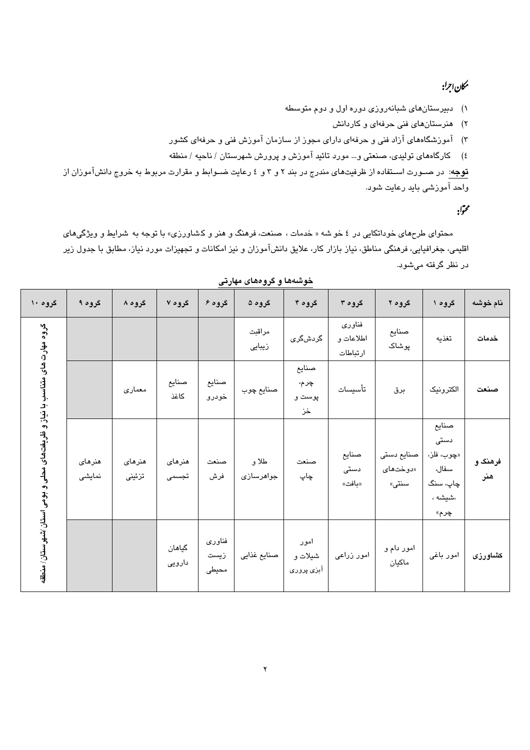## مکان اجرا:

۱) دبیرستان‌های شبانه‌روزی دوره اول و دوم متوسطه

۲) هنرستان‌های فنی حرفه‌ای و کاردانش

۳) آموزشگاه‌های آزاد فنی و حرفه‌ای دارای مجوز از سازمان آموزش فنی و حرفه‌ای کشور

٤) کارگاه‌های تولیدی، صنعتی و... مورد تائید آموزش و پرورش شهرستان / ناحیه / منطقه

**توجه**: در صورت استفاده از ظرفیت‌های مندرج در بند ۲ و ۳ و ٤ رعایت ضوابط و مقرارت مربوط به خروج دانش‌آموزان از واحد آموزشی باید رعایت شود.

## محتوا:

محتوای طرح‌های خوداتکایی در ٤ خوشه « خدمات ، صنعت، فرهنگ و هنر و کشاورزی» با توجه به شرایط و ویژگی‌های اقلیمی، جغرافیایی، فرهنگی مناطق، نیاز بازار کار، علایق دانش‌آموزان و نیز امکانات و تجهیزات مورد نیاز، مطابق با جدول زیر در نظر گرفته می‌شود.

**خوشه‌ها و گروه‌های مهارتی**

| نام خوشه | گروه ۱ | گروه ۲ | گروه ۳ | گروه ۴ | گروه ۵ | گروه ۶ | گروه ۷ | گروه ۸ | گروه ۹ | گروه ۱۰ |
|---|---|---|---|---|---|---|---|---|---|---|
| **خدمات** | تغذیه | صنایع پوشاک | فناوری اطلاعات و ارتباطات | گردشگری | مراقبت زیبایی | | | | | گروه مهارت های متناسب با نیاز و ظرفیت‌های محلی و بومی استان/شهرستان/ منطقه |
| **صنعت** | الکترونیک | برق | تأسیسات | صنایع چرم، پوست و خز | صنایع چوب | صنایع خودرو | صنایع کاغذ | معماری | | |
| **فرهنگ و هنر** | صنایع دستی «چوب، فلز، سفال، چاپ، سنگ ،شیشه ، چرم» | صنایع دستی «دوخت‌های سنتی» | صنایع دستی «بافت» | صنعت چاپ | طلا و جواهرسازی | صنعت فرش | هنرهای تجسمی | هنرهای تزئینی | هنرهای نمایشی | |
| **کشاورزی** | امور باغی | امور دام و ماکیان | امور زراعی | امور شیلات و آبزی پروری | صنایع غذایی | فناوری زیست محیطی | گیاهان دارویی | | | |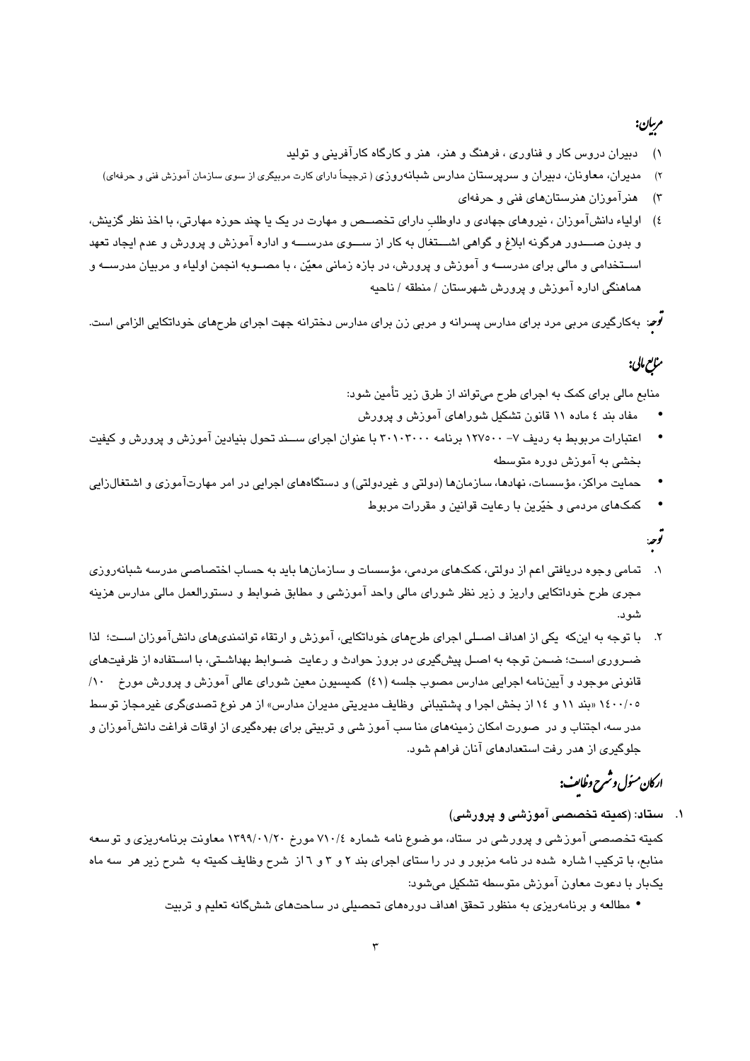## مربیان:

۱) دبیران دروس کار و فناوری ، فرهنگ و هنر، هنر و کارگاه کارآفرینی و تولید

۲) مدیران، معاونان، دبیران و سرپرستان مدارس شبانه‌روزی ( ترجیحاً دارای کارت مربیگری از سوی سازمان آموزش فنی و حرفه‌ای)

۳) هنرآموزان هنرستان‌های فنی و حرفه‌ای

٤) اولیاء دانش‌آموزان ، نیروهای جهادی و داوطلبِ دارای تخصص و مهارت در یک یا چند حوزه مهارتی، با اخذ نظر گزینش، و بدون صدور هرگونه ابلاغ و گواهی اشتغال به کار از سوی مدرسه و اداره آموزش و پرورش و عدم ایجاد تعهد استخدامی و مالی برای مدرسه و آموزش و پرورش، در بازه زمانی معیّن ، با مصوبه انجمن اولیاء و مربیان مدرسه و هماهنگی اداره آموزش و پرورش شهرستان / منطقه / ناحیه

**توجه:** به‌کارگیری مربی مرد برای مدارس پسرانه و مربی زن برای مدارس دخترانه جهت اجرای طرح‌های خوداتکایی الزامی است.

## منابع مالی:

منابع مالی برای کمک به اجرای طرح می‌تواند از طرق زیر تأمین شود:

- مفاد بند ٤ ماده ١١ قانون تشکیل شوراهای آموزش و پرورش
- اعتبارات مربوط به ردیف ۷- ۱۲۷۵۰۰ برنامه ۳۰۱۰۳۰۰۰ با عنوان اجرای سند تحول بنیادین آموزش و پرورش و کیفیت بخشی به آموزش دوره متوسطه
- حمایت مراکز، مؤسسات، نهادها، سازمان‌ها (دولتی و غیردولتی) و دستگاه‌های اجرایی در امر مهارت‌آموزی و اشتغال‌زایی
- کمک‌های مردمی و خیّرین با رعایت قوانین و مقررات مربوط

**توجه:**

۱. تمامی وجوه دریافتی اعم از دولتی، کمک‌های مردمی، مؤسسات و سازمان‌ها باید به حساب اختصاصی مدرسه شبانه‌روزی مجری طرح خوداتکایی واریز و زیر نظر شورای مالی واحد آموزشی و مطابق ضوابط و دستورالعمل مالی مدارس هزینه شود.

۲. با توجه به اینکه یکی از اهداف اصلی اجرای طرح‌های خوداتکایی، آموزش و ارتقاء توانمندی‌های دانش‌آموزان است؛ لذا ضروری است؛ ضمن توجه به اصل پیشگیری در بروز حوادث و رعایت ضوابط بهداشتی، با استفاده از ظرفیت‌های قانونی موجود و آیین‌نامه اجرایی مدارس مصوب جلسه (٤١) کمیسیون معین شورای عالی آموزش و پرورش مورخ ۱۰/ ۱٤۰۰/۰۵ «بند ۱۱ و ١٤ از بخش اجرا و پشتیبانی وظایف مدیریتی مدیران مدارس» از هر نوع تصدی‌گری غیرمجاز توسط مدرسه، اجتناب و در صورت امکان زمینه‌های مناسب آموزشی و تربیتی برای بهره‌گیری از اوقات فراغت دانش‌آموزان و جلوگیری از هدر رفت استعدادهای آنان فراهم شود.

## ارکان مسئول و شرح وظایف:

۱. **ستاد: (کمیته تخصصی آموزشی و پرورشی)**

کمیته تخصصی آموزشی و پرورشی در ستاد، موضوع نامه شماره ۷۱۰/٤ مورخ ۱۳۹۹/۰۱/۲۰ معاونت برنامه‌ریزی و توسعه منابع، با ترکیب اشاره شده در نامه مزبور و در راستای اجرای بند ۲ و ۳ و ٦ از شرح وظایف کمیته به شرح زیر هر سه ماه یک‌بار با دعوت معاون آموزش متوسطه تشکیل می‌شود:

- مطالعه و برنامه‌ریزی به منظور تحقق اهداف دوره‌های تحصیلی در ساحت‌های شش‌گانه تعلیم و تربیت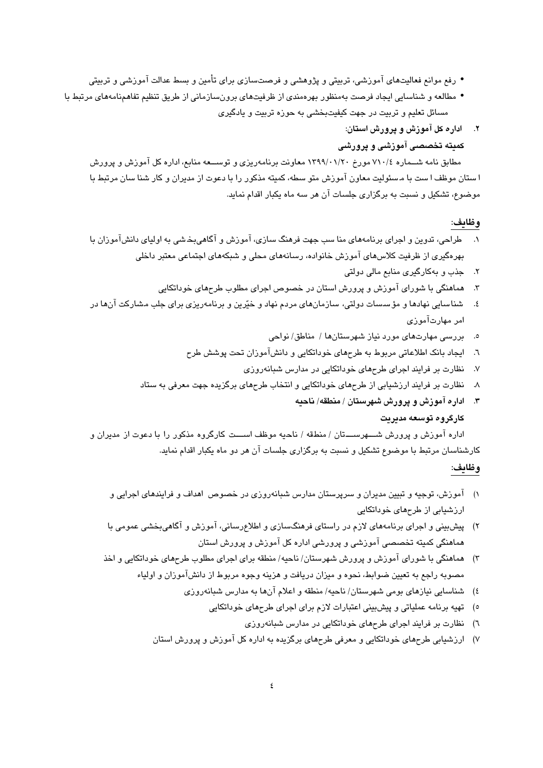- رفع موانع فعالیت‌های آموزشی، تربیتی و پژوهشی و فرصت‌سازی برای تأمین و بسط عدالت آموزشی و تربیتی
- مطالعه و شناسایی ایجاد فرصت به‌منظور بهره‌مندی از ظرفیت‌های برون‌سازمانی از طریق تنظیم تفاهم‌نامه‌های مرتبط با مسائل تعلیم و تربیت در جهت کیفیت‌بخشی به حوزه تربیت و یادگیری

**۲. اداره کل آموزش و پرورش استان:**

**کمیته تخصصی آموزشی و پرورشی**

مطابق نامه شماره ۷۱۰/٤ مورخ ۱۳۹۹/۰۱/۲۰ معاونت برنامه‌ریزی و توسعه منابع، اداره کل آموزش و پرورش استان موظف است با مسئولیت معاون آموزش متوسطه، کمیته مذکور را با دعوت از مدیران و کارشناسان مرتبط با موضوع، تشکیل و نسبت به برگزاری جلسات آن هر سه ماه یکبار اقدام نماید.

**وظایف:**

۱. طراحی، تدوین و اجرای برنامه‌های مناسب جهت فرهنگ سازی، آموزش و آگاهی‌بخشی به اولیای دانش‌آموزان با بهره‌گیری از ظرفیت کلاس‌های آموزش خانواده، رسانه‌های محلی و شبکه‌های اجتماعی معتبر داخلی
۲. جذب و به‌کارگیری منابع مالی دولتی
۳. هماهنگی با شورای آموزش و پرورش استان در خصوص اجرای مطلوب طرح‌های خوداتکایی
٤. شناسایی نهادها و مؤسسات دولتی، سازمان‌های مردم نهاد و خیّرین و برنامه‌ریزی برای جلب مشارکت آن‌ها در امر مهارت‌آموزی
٥. بررسی مهارت‌های مورد نیاز شهرستان‌ها / مناطق/ نواحی
٦. ایجاد بانک اطلاعاتی مربوط به طرح‌های خوداتکایی و دانش‌آموزان تحت پوشش طرح
۷. نظارت بر فرایند اجرای طرح‌های خوداتکایی در مدارس شبانه‌روزی
۸. نظارت بر فرایند ارزشیابی از طرح‌های خوداتکایی و انتخاب طرح‌های برگزیده جهت معرفی به ستاد

**۳. اداره آموزش و پرورش شهرستان / منطقه/ ناحیه**

**کارگروه توسعه مدیریت**

اداره آموزش و پرورش شهرستان / منطقه / ناحیه موظف است کارگروه مذکور را با دعوت از مدیران و کارشناسان مرتبط با موضوع تشکیل و نسبت به برگزاری جلسات آن هر دو ماه یکبار اقدام نماید.

**وظایف:**

۱) آموزش، توجیه و تبیین مدیران و سرپرستان مدارس شبانه‌روزی در خصوص اهداف و فرایندهای اجرایی و ارزشیابی از طرح‌های خوداتکایی
۲) پیش‌بینی و اجرای برنامه‌های لازم در راستای فرهنگ‌سازی و اطلاع‌رسانی، آموزش و آگاهی‌بخشی عمومی با هماهنگی کمیته تخصصی آموزشی و پرورشی اداره کل آموزش و پرورش استان
۳) هماهنگی با شورای آموزش و پرورش شهرستان/ ناحیه/ منطقه برای اجرای مطلوب طرح‌های خوداتکایی و اخذ مصوبه راجع به تعیین ضوابط، نحوه و میزان دریافت و هزینه وجوه مربوط از دانش‌آموزان و اولیاء
٤) شناسایی نیازهای بومی شهرستان/ ناحیه/ منطقه و اعلام آن‌ها به مدارس شبانه‌روزی
٥) تهیه برنامه عملیاتی و پیش‌بینی اعتبارات لازم برای اجرای طرح‌های خوداتکایی
٦) نظارت بر فرایند اجرای طرح‌های خوداتکایی در مدارس شبانه‌روزی
۷) ارزشیابی طرح‌های خوداتکایی و معرفی طرح‌های برگزیده به اداره کل آموزش و پرورش استان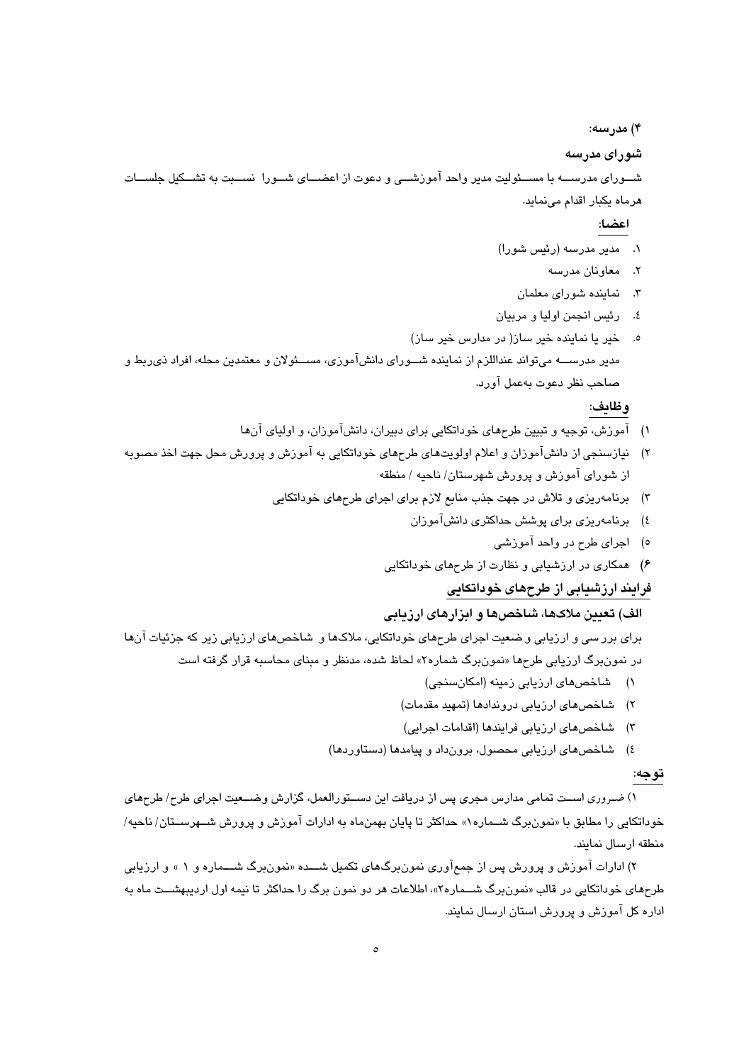**۴) مدرسه:**

**شورای مدرسه**

شـورای مدرسـه با مسـئولیت مدیر واحد آموزشـی و دعوت از اعضـای شـورا نسـبت به تشـکیل جلسـات هرماه یکبار اقدام می‌نماید.

**اعضا:**

۱. مدیر مدرسه (رئیس شورا)
۲. معاونان مدرسه
۳. نماینده شورای معلمان
٤. رئیس انجمن اولیا و مربیان
٥. خیر یا نماینده خیر ساز( در مدارس خیر ساز)

مدیر مدرسـه می‌تواند عنداللزم از نماینده شـورای دانش‌آموزی، مسـئولان و معتمدین محله، افراد ذی‌ربط و صاحب نظر دعوت به‌عمل آورد.

**وظایف:**

۱) آموزش، توجیه و تبیین طرح‌های خوداتکایی برای دبیران، دانش‌آموزان، و اولیای آن‌ها
۲) نیازسنجی از دانش‌آموزان و اعلام اولویت‌های طرح‌های خوداتکایی به آموزش و پرورش محل جهت اخذ مصوبه از شورای آموزش و پرورش شهرستان/ ناحیه / منطقه
۳) برنامه‌ریزی و تلاش در جهت جذب منابع لازم برای اجرای طرح‌های خوداتکایی
٤) برنامه‌ریزی برای پوشش حداکثری دانش‌آموزان
٥) اجرای طرح در واحد آموزشی
۶) همکاری در ارزشیابی و نظارت از طرح‌های خوداتکایی

## فرایند ارزشیابی از طرح‌های خوداتکایی

### الف) تعیین ملاک‌ها، شاخص‌ها و ابزارهای ارزیابی

برای بررسی و ارزیابی وضعیت اجرای طرح‌های خوداتکایی، ملاک‌ها و شاخص‌های ارزیابی زیر که جزئیات آن‌ها در نمون‌برگ ارزیابی طرح‌ها «نمون‌برگ شماره۲» لحاظ شده، مدنظر و مبنای محاسبه قرار گرفته است

۱) شاخص‌های ارزیابی زمینه (امکان‌سنجی)
۲) شاخص‌های ارزیابی دروندادها (تمهید مقدمات)
۳) شاخص‌های ارزیابی فرایندها (اقدامات اجرایی)
٤) شاخص‌های ارزیابی محصول، برون‌داد و پیامدها (دستاوردها)

**توجه:**

۱) ضـروری اسـت تمامی مدارس مجری پس از دریافت این دسـتورالعمل، گزارش وضـعیت اجرای طرح/ طرح‌های خوداتکایی را مطابق با «نمون‌برگ شـماره۱» حداکثر تا پایان بهمن‌ماه به ادارات آموزش و پرورش شـهرسـتان/ ناحیه/ منطقه ارسال نمایند.

۲) ادارات آموزش و پرورش پس از جمع‌آوری نمون‌برگ‌های تکمیل شـده «نمون‌برگ شـماره و ۱ » و ارزیابی طرح‌های خوداتکایی در قالب «نمون‌برگ شـماره۲»، اطلاعات هر دو نمون برگ را حداکثر تا نیمه اول اردیبهشـت ماه به اداره کل آموزش و پرورش استان ارسال نمایند.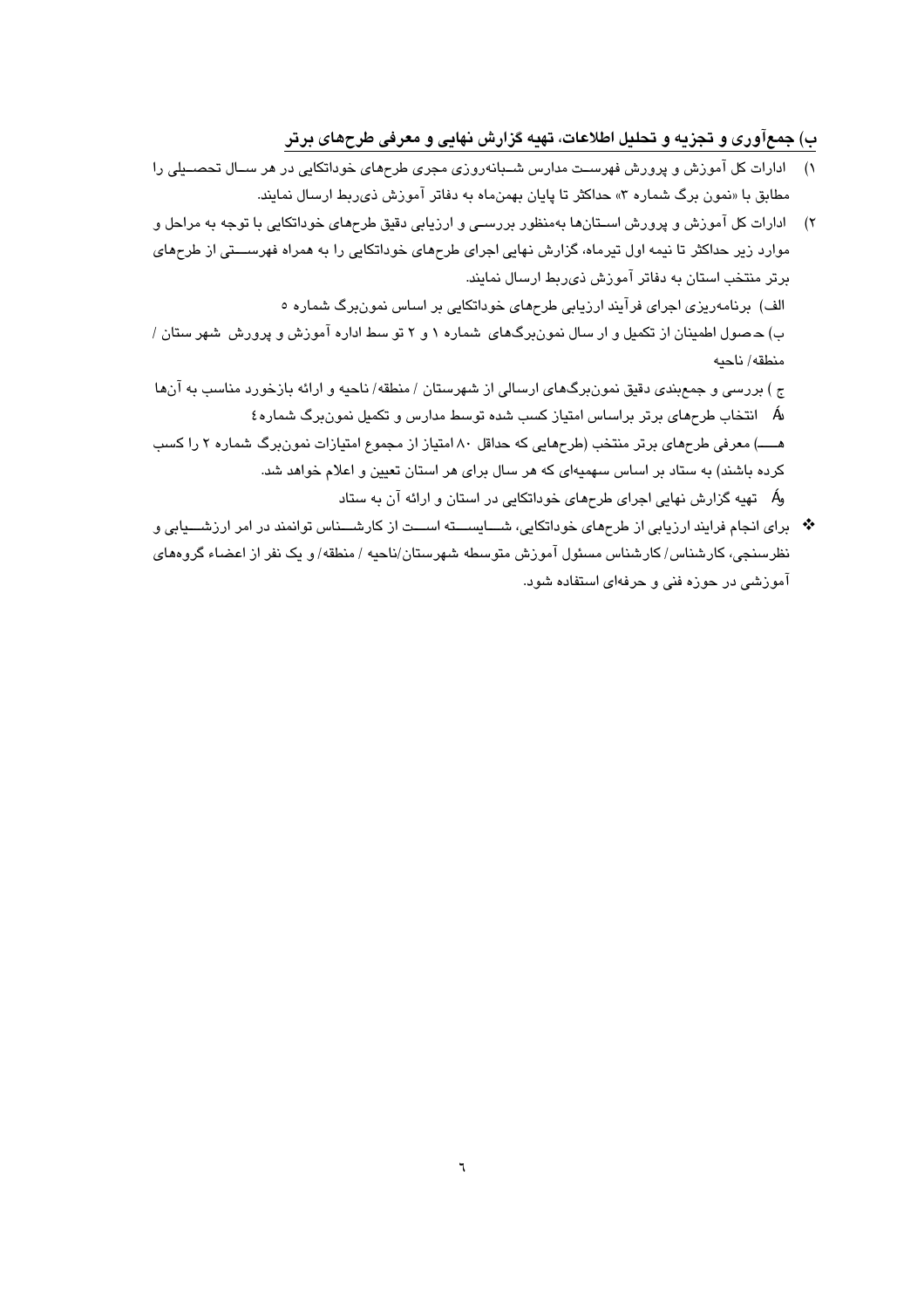## ب) جمع‌آوری و تجزیه و تحلیل اطلاعات، تهیه گزارش نهایی و معرفی طرح‌های برتر

۱) ادارات کل آموزش و پرورش فهرست مدارس شبانه‌روزی مجری طرح‌های خوداتکایی در هر سال تحصیلی را مطابق با «نمون برگ شماره ۳» حداکثر تا پایان بهمن‌ماه به دفاتر آموزش ذی‌ربط ارسال نمایند.

۲) ادارات کل آموزش و پرورش استان‌ها به‌منظور بررسی و ارزیابی دقیق طرح‌های خوداتکایی با توجه به مراحل و موارد زیر حداکثر تا نیمه اول تیرماه، گزارش نهایی اجرای طرح‌های خوداتکایی را به همراه فهرستی از طرح‌های برتر منتخب استان به دفاتر آموزش ذی‌ربط ارسال نمایند.

الف) برنامه‌ریزی اجرای فرآیند ارزیابی طرح‌های خوداتکایی بر اساس نمون‌برگ شماره ۵

ب) حصول اطمینان از تکمیل و ارسال نمون‌برگ‌های شماره ۱ و ۲ توسط اداره آموزش و پرورش شهرستان / منطقه/ ناحیه

ج) بررسی و جمع‌بندی دقیق نمون‌برگ‌های ارسالی از شهرستان / منطقه/ ناحیه و ارائه بازخورد مناسب به آن‌ها

د) انتخاب طرح‌های برتر براساس امتیاز کسب شده توسط مدارس و تکمیل نمون‌برگ شماره ٤

هـ) معرفی طرح‌های برتر منتخب (طرح‌هایی که حداقل ۸۰ امتیاز از مجموع امتیازات نمون‌برگ شماره ۲ را کسب کرده باشند) به ستاد بر اساس سهمیه‌ای که هر سال برای هر استان تعیین و اعلام خواهد شد.

و) تهیه گزارش نهایی اجرای طرح‌های خوداتکایی در استان و ارائه آن به ستاد

- برای انجام فرایند ارزیابی از طرح‌های خوداتکایی، شایسته است از کارشناس توانمند در امر ارزشیابی و نظرسنجی، کارشناس/ کارشناس مسئول آموزش متوسطه شهرستان/ناحیه / منطقه/ و یک نفر از اعضاء گروه‌های آموزشی در حوزه فنی و حرفه‌ای استفاده شود.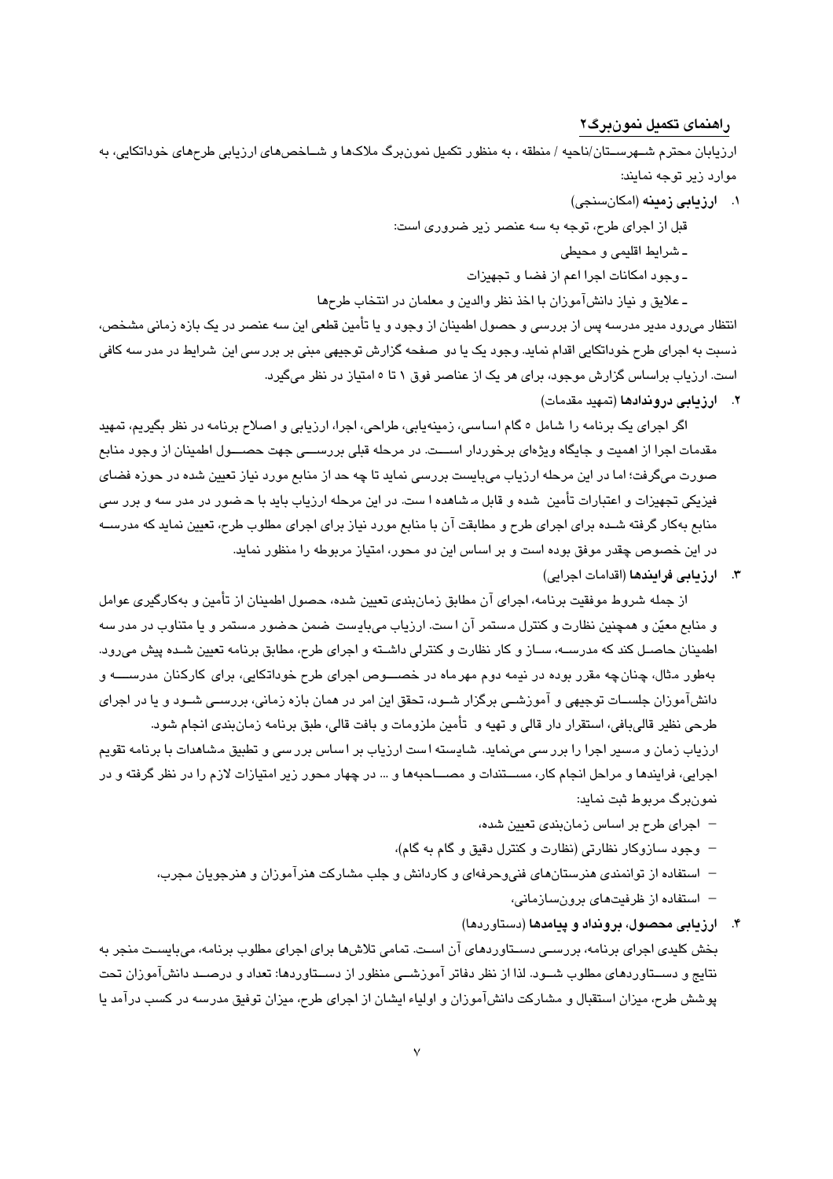## راهنمای تکمیل نمون‌برگ۲

ارزیابان محترم شهرستان/ناحیه / منطقه ، به منظور تکمیل نمون‌برگ ملاک‌ها و شاخص‌های ارزیابی طرح‌های خوداتکایی، به موارد زیر توجه نمایند:

۱. **ارزیابی زمینه** (امکان‌سنجی)

قبل از اجرای طرح، توجه به سه عنصر زیر ضروری است:

- شرایط اقلیمی و محیطی
- وجود امکانات اجرا اعم از فضا و تجهیزات
- علایق و نیاز دانش‌آموزان با اخذ نظر والدین و معلمان در انتخاب طرح‌ها

انتظار می‌رود مدیر مدرسه پس از بررسی و حصول اطمینان از وجود و یا تأمین قطعی این سه عنصر در یک بازه زمانی مشخص، نسبت به اجرای طرح خوداتکایی اقدام نماید. وجود یک یا دو صفحه گزارش توجیهی مبنی بر بررسی این شرایط در مدرسه کافی است. ارزیاب براساس گزارش موجود، برای هر یک از عناصر فوق ۱ تا ۵ امتیاز در نظر می‌گیرد.

۲. **ارزیابی درونداد‌ها** (تمهید مقدمات)

اگر اجرای یک برنامه را شامل ۵ گام اساسی، زمینه‌یابی، طراحی، اجرا، ارزیابی و اصلاح برنامه در نظر بگیریم، تمهید مقدمات اجرا از اهمیت و جایگاه ویژه‌ای برخوردار است. در مرحله قبلی بررسی جهت حصول اطمینان از وجود منابع صورت می‌گرفت؛ اما در این مرحله ارزیاب می‌بایست بررسی نماید تا چه حد از منابع مورد نیاز تعیین شده در حوزه فضای فیزیکی تجهیزات و اعتبارات تأمین شده و قابل مشاهده است. در این مرحله ارزیاب باید با حضور در مدرسه و بررسی منابع به‌کار گرفته شده برای اجرای طرح و مطابقت آن با منابع مورد نیاز برای اجرای مطلوب طرح، تعیین نماید که مدرسه در این خصوص چقدر موفق بوده است و بر اساس این دو محور، امتیاز مربوطه را منظور نماید.

۳. **ارزیابی فرایندها** (اقدامات اجرایی)

از جمله شروط موفقیت برنامه، اجرای آن مطابق زمان‌بندی تعیین شده، حصول اطمینان از تأمین و به‌کارگیری عوامل و منابع معیّن و همچنین نظارت و کنترل مستمر آن است. ارزیاب می‌بایست ضمن حضور مستمر و یا متناوب در مدرسه اطمینان حاصل کند که مدرسه، ساز و کار نظارت و کنترلی داشته و اجرای طرح، مطابق برنامه تعیین شده پیش می‌رود. به‌طور مثال، چنان‌چه مقرر بوده در نیمه دوم مهرماه در خصوص اجرای طرح خوداتکایی، برای کارکنان مدرسه و دانش‌آموزان جلسات توجیهی و آموزشی برگزار شود، تحقق این امر در همان بازه زمانی، بررسی شود و یا در اجرای طرحی نظیر قالی‌بافی، استقرار دار قالی و تهیه و تأمین ملزومات و بافت قالی، طبق برنامه زمان‌بندی انجام شود.

ارزیاب زمان و مسیر اجرا را بررسی می‌نماید. شایسته است ارزیاب بر اساس بررسی و تطبیق مشاهدات با برنامه تقویم اجرایی، فرایندها و مراحل انجام کار، مستندات و مصاحبه‌ها و ... در چهار محور زیر امتیازات لازم را در نظر گرفته و در نمون‌برگ مربوط ثبت نماید:

- اجرای طرح بر اساس زمان‌بندی تعیین شده،
- وجود سازوکار نظارتی (نظارت و کنترل دقیق و گام به گام)،
- استفاده از توانمندی هنرستان‌های فنی‌وحرفه‌ای و کاردانش و جلب مشارکت هنرآموزان و هنرجویان مجرب،
- استفاده از ظرفیت‌های برون‌سازمانی،

۴. **ارزیابی محصول، برونداد و پیامدها** (دستاوردها)

بخش کلیدی اجرای برنامه، بررسی دستاوردهای آن است. تمامی تلاش‌ها برای اجرای مطلوب برنامه، می‌بایست منجر به نتایج و دستاوردهای مطلوب شود. لذا از نظر دفاتر آموزشی منظور از دستاوردها: تعداد و درصد دانش‌آموزان تحت پوشش طرح، میزان استقبال و مشارکت دانش‌آموزان و اولیاء ایشان از اجرای طرح، میزان توفیق مدرسه در کسب درآمد یا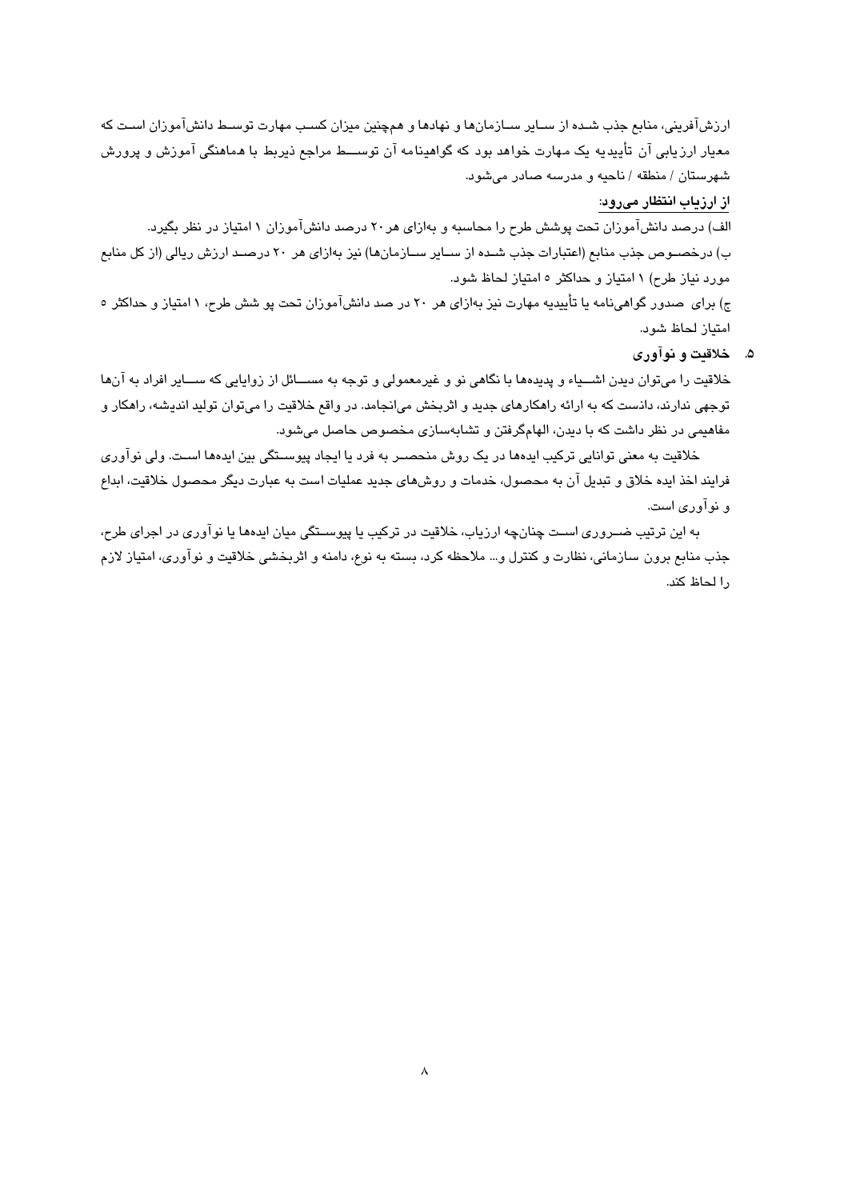ارزش‌آفرینی، منابع جذب شده از سایر سازمان‌ها و نهادها و همچنین میزان کسب مهارت توسط دانش‌آموزان است که معیار ارزیابی آن تأییدیه یک مهارت خواهد بود که گواهینامه آن توسط مراجع ذیربط با هماهنگی آموزش و پرورش شهرستان / منطقه / ناحیه و مدرسه صادر می‌شود.

**از ارزیاب انتظار می‌رود:**

الف) درصد دانش‌آموزان تحت پوشش طرح را محاسبه و به‌ازای هر ۲۰ درصد دانش‌آموزان ۱ امتیاز در نظر بگیرد.

ب) درخصوص جذب منابع (اعتبارات جذب شده از سایر سازمان‌ها) نیز به‌ازای هر ۲۰ درصد ارزش ریالی (از کل منابع مورد نیاز طرح) ۱ امتیاز و حداکثر ۵ امتیاز لحاظ شود.

ج) برای صدور گواهی‌نامه یا تأییدیه مهارت نیز به‌ازای هر ۲۰ در صد دانش‌آموزان تحت پو شش طرح، ۱ امتیاز و حداکثر ۵ امتیاز لحاظ شود.

### ۵. خلاقیت و نوآوری

خلاقیت را می‌توان دیدن اشیاء و پدیده‌ها با نگاهی نو و غیرمعمولی و توجه به مسائل از زوایایی که سایر افراد به آن‌ها توجهی ندارند، دانست که به ارائه راهکارهای جدید و اثربخش می‌انجامد. در واقع خلاقیت را می‌توان تولید اندیشه، راهکار و مفاهیمی در نظر داشت که با دیدن، الهام‌گرفتن و تشابه‌سازی مخصوص حاصل می‌شود.

خلاقیت به معنی توانایی ترکیب ایده‌ها در یک روش منحصر به فرد یا ایجاد پیوستگی بین ایده‌ها است. ولی نوآوری فرایند اخذ ایده خلاق و تبدیل آن به محصول، خدمات و روش‌های جدید عملیات است به عبارت دیگر محصول خلاقیت، ابداع و نوآوری است.

به این ترتیب ضروری است چنانچه ارزیاب، خلاقیت در ترکیب یا پیوستگی میان ایده‌ها یا نوآوری در اجرای طرح، جذب منابع برون سازمانی، نظارت و کنترل و... ملاحظه کرد، بسته به نوع، دامنه و اثربخشی خلاقیت و نوآوری، امتیاز لازم را لحاظ کند.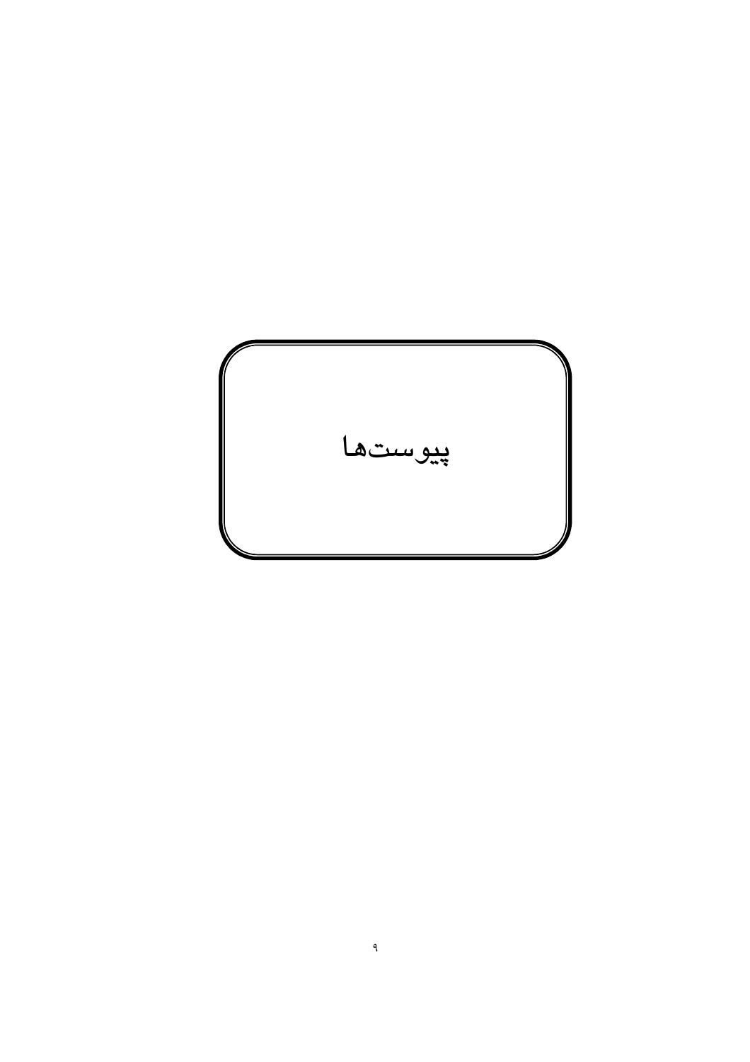# پیوست‌ها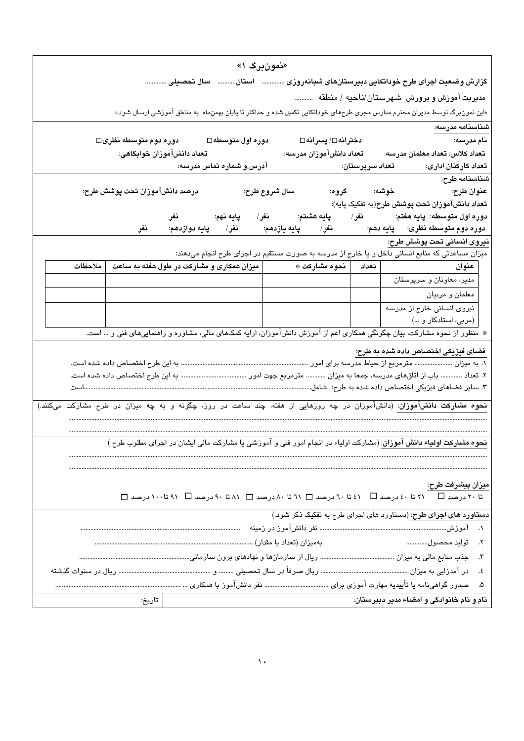«نمون‌برگ ۱»

**گزارش وضعیت اجرای طرح خوداتکایی دبیرستان‌های شبانه‌روزی ............ استان ......... سال تحصیلی ............**

**مدیریت آموزش و پرورش شهرستان/ناحیه / منطقه ..........**

«این نمون‌برگ توسط مدیران محترم مدارس مجری طرح‌های خوداتکایی تکمیل شده و حداکثر تا پایان بهمن‌ماه به مناطق آموزشی ارسال شود.»

**شناسنامه مدرسه:**

**نام مدرسه:** **دخترانه□/ پسرانه□** **دوره اول متوسطه□** **دوره دوم متوسطه نظری□**

**تعداد کلاس:** **تعداد معلمان مدرسه:** **تعداد دانش‌آموزان مدرسه:** **تعداد دانش‌آموزان خوابگاهی:**

**تعداد کارکنان اداری:** **تعداد سرپرستان:** **آدرس و شماره تماس مدرسه:**

**شناسنامه طرح:**

**عنوان طرح:** **خوشه:** **گروه:** **سال شروع طرح:** **درصد دانش‌آموزان تحت پوشش طرح:**

**تعداد دانش‌آموزان تحت پوشش طرح**(به تفکیک پایه):

**دوره اول متوسطه:** **پایه هفتم:** نفر/ **پایه هشتم:** نفر/ **پایه نهم:** نفر

**دوره دوم متوسطه نظری:** **پایه دهم:** نفر/ **پایه یازدهم:** نفر/ **پایه دوازدهم:** نفر

**نیروی انسانی تحت پوشش طرح:**

میزان مساعدتی که منابع انسانی داخل و یا خارج از مدرسه به صورت مستقیم در اجرای طرح انجام می‌دهند:

| عنوان | تعداد | نحوه مشارکت * | میزان همکاری و مشارکت در طول هفته به ساعت | ملاحظات |
|---|---|---|---|---|
| مدیر، معاونان و سرپرستان | | | | |
| معلمان و مربیان | | | | |
| نیروی انسانی خارج از مدرسه (مربی، استادکار و ...) | | | | |

* منظور از نحوه مشارکت، بیان چگونگی همکاری اعم از آموزش دانش‌آموزان، ارایه کمک‌های مالی، مشاوره و راهنمایی‌های فنی و ... است.

**فضای فیزیکی اختصاص داده شده به طرح:**

۱. به میزان ...................... مترمربع از حیاط مدرسه برای امور ........................................................................ به این طرح اختصاص داده شده است.

۲. تعداد ........... باب از اتاق‌های مدرسه، جمعا به میزان ........... مترمربع جهت امور ....................................... به این طرح اختصاص داده شده است.

۳. سایر فضاهای فیزیکی اختصاص داده شده به طرح: شامل..........................................................................................................است

**نحوه مشارکت دانش‌آموزان:** (دانش‌آموزان در چه روزهایی از هفته، چند ساعت در روز، چگونه و به چه میزان در طرح مشارکت می‌کنند.)

..........................................................................................................................................................................................

..........................................................................................................................................................................................

**نحوه مشارکت اولیاء دانش آموزان:** (مشارکت اولیاء در انجام امور فنی و آموزشی یا مشارکت مالی ایشان در اجرای مطلوب طرح )

..........................................................................................................................................................................................

..........................................................................................................................................................................................

**میزان پیشرفت طرح:**

تا ۲۰ درصد □ ۲۱ تا ۴۰ درصد □ ۴۱ تا ۶۰ درصد □ ۶۱ تا ۸۰ درصد □ ۸۱ تا ۹۰ درصد □ ۹۱ تا ۱۰۰ درصد □

**دستاورد های اجرای طرح:** (دستاورد های اجرای طرح به تفکیک ذکر شود.)

۱. آموزش.......................................................................... نفر دانش‌آموز در زمینه ..........................................................................................

۲. تولید محصول............ به‌میزان (تعداد یا مقدار) ..........................................................................................

۳. جذب منابع مالی به میزان ......................................... ریال از سازمان‌ها و نهادهای برون سازمانی..........................................................

۴. در آمدزایی به میزان ........................................... ریال صرفاً در سال تحصیلی ......... و ..................................................... ریال در سنوات گذشته

۵. صدور گواهی‌نامه یا تأییدیه مهارت آموزی برای .......................................... نفر دانش‌آموز با همکاری ... ..........................................................

| **نام و نام خانوادگی و امضاء مدیر دبیرستان:** | تاریخ: |
|---|---|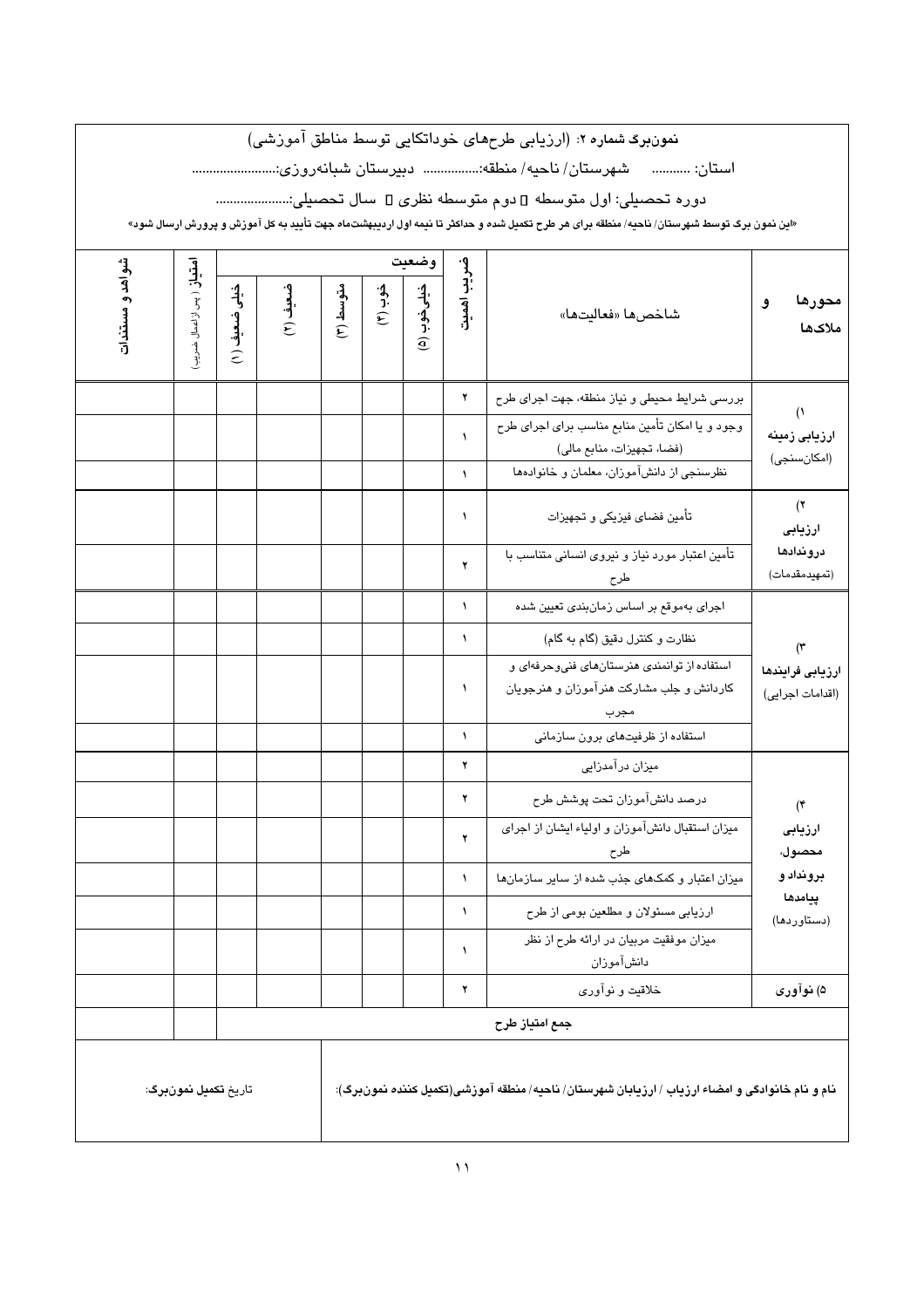**نمون‌برگ شماره ۲:** (ارزیابی طرح‌های خوداتکایی توسط مناطق آموزشی)

استان: .......... شهرستان/ ناحیه/ منطقه:............... دبیرستان شبانه‌روزی:.........................

دوره تحصیلی: اول متوسطه ☐ دوم متوسطه نظری ☐ سال تحصیلی:.....................

**«این نمون برگ توسط شهرستان/ ناحیه/ منطقه برای هر طرح تکمیل شده و حداکثر تا نیمه اول اردیبهشت‌ماه جهت تأیید به کل آموزش و پرورش ارسال شود»**

| محورها و ملاک‌ها | شاخص‌ها «فعالیت‌ها» | ضریب اهمیت | وضعیت: خیلی‌خوب (۵) | خوب (۴) | متوسط (۳) | ضعیف (۲) | خیلی ضعیف (۱) | امتیاز (پس از اعمال ضریب) | شواهد و مستندات |
|---|---|---|---|---|---|---|---|---|---|
| ۱) ارزیابی زمینه (امکان‌سنجی) | بررسی شرایط محیطی و نیاز منطقه، جهت اجرای طرح | ۲ | | | | | | | |
| | وجود و یا امکان تأمین منابع مناسب برای اجرای طرح (فضا، تجهیزات، منابع مالی) | ۱ | | | | | | | |
| | نظرسنجی از دانش‌آموزان، معلمان و خانواده‌ها | ۱ | | | | | | | |
| ۲) ارزیابی دروندادها (تمهیدمقدمات) | تأمین فضای فیزیکی و تجهیزات | ۱ | | | | | | | |
| | تأمین اعتبار مورد نیاز و نیروی انسانی متناسب با طرح | ۲ | | | | | | | |
| ۳) ارزیابی فرایندها (اقدامات اجرایی) | اجرای به‌موقع بر اساس زمان‌بندی تعیین شده | ۱ | | | | | | | |
| | نظارت و کنترل دقیق (گام به گام) | ۱ | | | | | | | |
| | استفاده از توانمندی هنرستان‌های فنی‌وحرفه‌ای و کاردانش و جلب مشارکت هنرآموزان و هنرجویان مجرب | ۱ | | | | | | | |
| | استفاده از ظرفیت‌های برون سازمانی | ۱ | | | | | | | |
| ۴) ارزیابی محصول، برونداد و پیامدها (دستاوردها) | میزان درآمدزایی | ۲ | | | | | | | |
| | درصد دانش‌آموزان تحت پوشش طرح | ۲ | | | | | | | |
| | میزان استقبال دانش‌آموزان و اولیاء ایشان از اجرای طرح | ۲ | | | | | | | |
| | میزان اعتبار و کمک‌های جذب شده از سایر سازمان‌ها | ۱ | | | | | | | |
| | ارزیابی مسئولان و مطلعین بومی از طرح | ۱ | | | | | | | |
| | میزان موفقیت مربیان در ارائه طرح از نظر دانش‌آموزان | ۱ | | | | | | | |
| ۵) نوآوری | خلاقیت و نوآوری | ۲ | | | | | | | |
| **جمع امتیاز طرح** | | | | | | | | | |

**نام و نام خانوادگی و امضاء ارزیاب / ارزیابان شهرستان/ ناحیه/ منطقه آموزشی(تکمیل کننده نمون‌برگ):**

تاریخ تکمیل نمون‌برگ: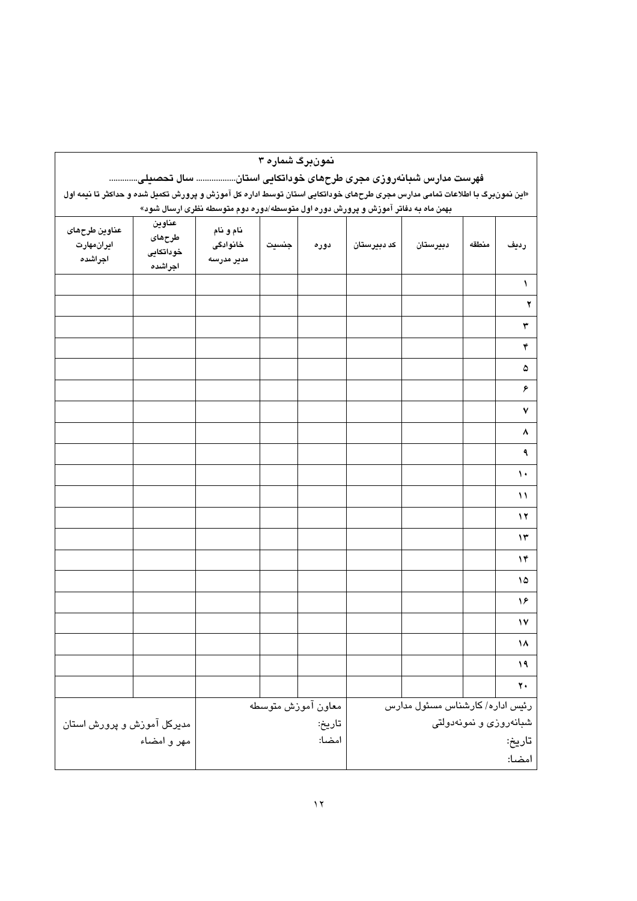**نمون‌برگ شماره ۳**

**فهرست مدارس شبانه‌روزی مجری طرح‌های خوداتکایی استان.................. سال تحصیلی.............**

«این نمون‌برگ با اطلاعات تمامی مدارس مجری طرح‌های خوداتکایی استان توسط اداره کل آموزش و پرورش تکمیل شده و حداکثر تا نیمه اول بهمن ماه به دفاتر آموزش و پرورش دوره اول متوسطه/دوره دوم متوسطه نظری ارسال شود»

| ردیف | منطقه | دبیرستان | کد دبیرستان | دوره | جنسیت | نام و نام خانوادگی مدیر مدرسه | عناوین طرح‌های خوداتکایی اجراشده | عناوین طرح‌های ایران‌مهارت اجراشده |
|---|---|---|---|---|---|---|---|---|
| ۱ | | | | | | | | |
| ۲ | | | | | | | | |
| ۳ | | | | | | | | |
| ۴ | | | | | | | | |
| ۵ | | | | | | | | |
| ۶ | | | | | | | | |
| ۷ | | | | | | | | |
| ۸ | | | | | | | | |
| ۹ | | | | | | | | |
| ۱۰ | | | | | | | | |
| ۱۱ | | | | | | | | |
| ۱۲ | | | | | | | | |
| ۱۳ | | | | | | | | |
| ۱۴ | | | | | | | | |
| ۱۵ | | | | | | | | |
| ۱۶ | | | | | | | | |
| ۱۷ | | | | | | | | |
| ۱۸ | | | | | | | | |
| ۱۹ | | | | | | | | |
| ۲۰ | | | | | | | | |

| رئیس اداره/ کارشناس مسئول مدارس شبانه‌روزی و نمونه‌دولتی<br>تاریخ:<br>امضا: | معاون آموزش متوسطه<br>تاریخ:<br>امضا: | مدیرکل آموزش و پرورش استان<br>مهر و امضاء |
|---|---|---|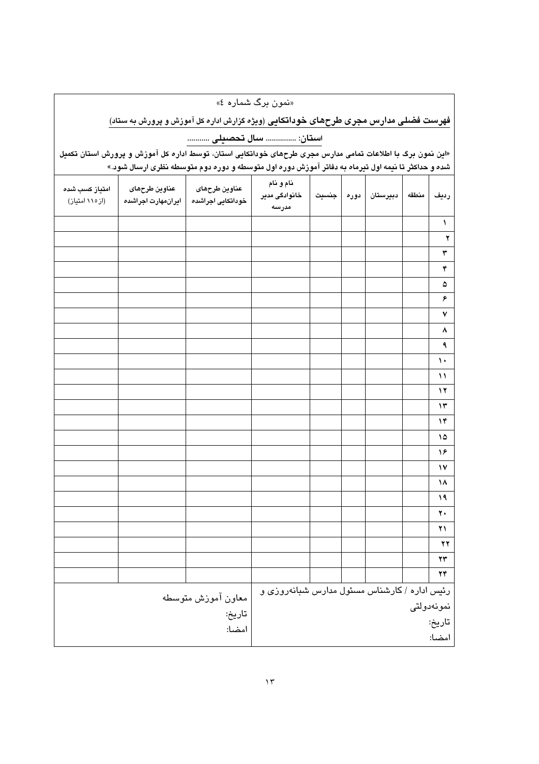«نمون برگ شماره ٤»

**فهرست فصلی مدارس مجری طرح‌های خوداتکایی** (ویژه گزارش اداره کل آموزش و پرورش به ستاد)

**استان: ............... سال تحصیلی ...........**

«این نمون برگ با اطلاعات تمامی مدارس مجری طرح‌های خوداتکایی استان، توسط اداره کل آموزش و پرورش استان تکمیل شده و حداکثر تا نیمه اول تیرماه به دفاتر آموزش دوره اول متوسطه و دوره دوم متوسطه نظری ارسال شود.»

| ردیف | منطقه | دبیرستان | دوره | جنسیت | نام و نام خانوادگی مدیر مدرسه | عناوین طرح‌های خوداتکایی اجراشده | عناوین طرح‌های ایران‌مهارت اجراشده | امتیاز کسب شده (از ۱۱۵ امتیاز) |
|---|---|---|---|---|---|---|---|---|
| ۱ | | | | | | | | |
| ۲ | | | | | | | | |
| ۳ | | | | | | | | |
| ۴ | | | | | | | | |
| ۵ | | | | | | | | |
| ۶ | | | | | | | | |
| ۷ | | | | | | | | |
| ۸ | | | | | | | | |
| ۹ | | | | | | | | |
| ۱۰ | | | | | | | | |
| ۱۱ | | | | | | | | |
| ۱۲ | | | | | | | | |
| ۱۳ | | | | | | | | |
| ۱۴ | | | | | | | | |
| ۱۵ | | | | | | | | |
| ۱۶ | | | | | | | | |
| ۱۷ | | | | | | | | |
| ۱۸ | | | | | | | | |
| ۱۹ | | | | | | | | |
| ۲۰ | | | | | | | | |
| ۲۱ | | | | | | | | |
| ۲۲ | | | | | | | | |
| ۲۳ | | | | | | | | |
| ۲۴ | | | | | | | | |

| رئیس اداره / کارشناس مسئول مدارس شبانه‌روزی و نمونه‌دولتی<br>تاریخ:<br>امضا: | معاون آموزش متوسطه<br>تاریخ:<br>امضا: |
|---|---|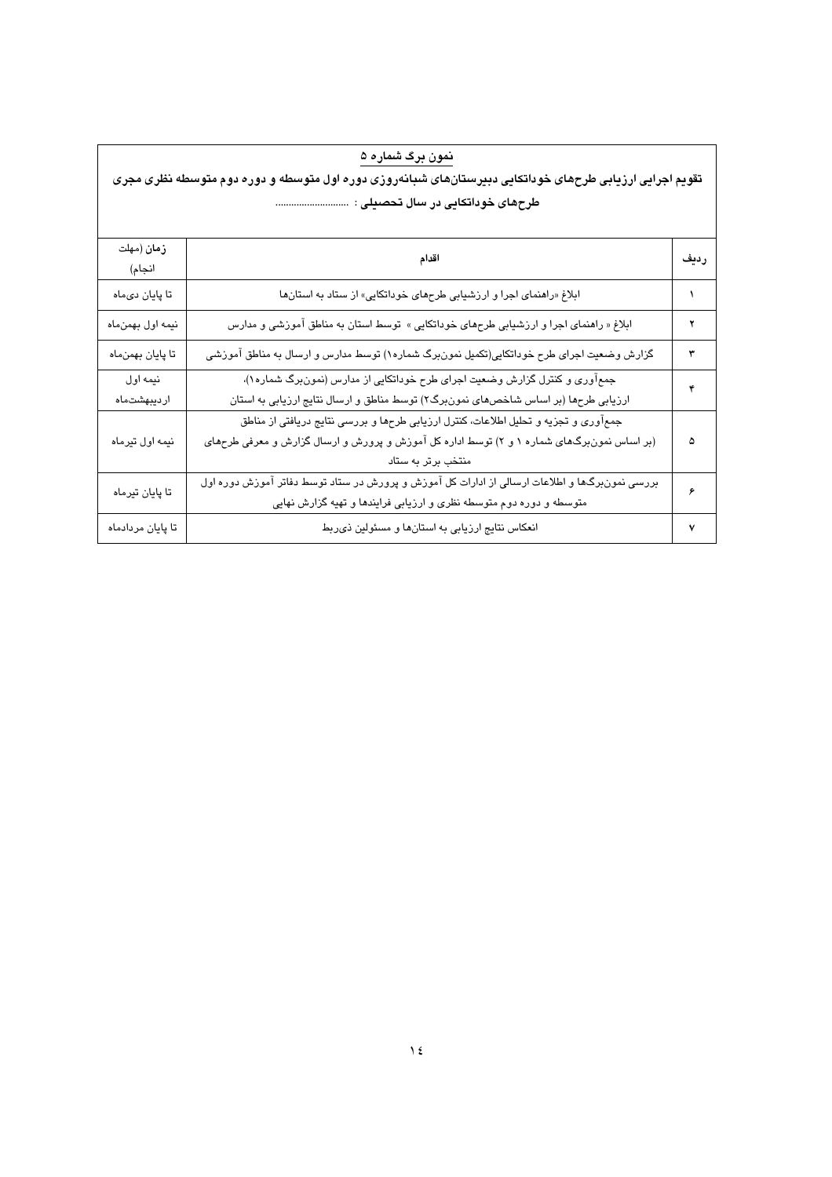**نمون برگ شماره ۵**

**تقویم اجرایی ارزیابی طرح‌های خوداتکایی دبیرستان‌های شبانه‌روزی دوره اول متوسطه و دوره دوم متوسطه نظری مجری طرح‌های خوداتکایی در سال تحصیلی : ..........................**

| ردیف | اقدام | زمان (مهلت انجام) |
| --- | --- | --- |
| ۱ | ابلاغ «راهنمای اجرا و ارزشیابی طرح‌های خوداتکایی» از ستاد به استان‌ها | تا پایان دی‌ماه |
| ۲ | ابلاغ « راهنمای اجرا و ارزشیابی طرح‌های خوداتکایی » توسط استان به مناطق آموزشی و مدارس | نیمه اول بهمن‌ماه |
| ۳ | گزارش وضعیت اجرای طرح خوداتکایی(تکمیل نمون‌برگ شماره۱) توسط مدارس و ارسال به مناطق آموزشی | تا پایان بهمن‌ماه |
| ۴ | جمع‌آوری و کنترل گزارش وضعیت اجرای طرح خوداتکایی از مدارس (نمون‌برگ شماره۱)، ارزیابی طرح‌ها (بر اساس شاخص‌های نمون‌برگ۲) توسط مناطق و ارسال نتایج ارزیابی به استان | نیمه اول اردیبهشت‌ماه |
| ۵ | جمع‌آوری و تجزیه و تحلیل اطلاعات، کنترل ارزیابی طرح‌ها و بررسی نتایج دریافتی از مناطق (بر اساس نمون‌برگ‌های شماره ۱ و ۲) توسط اداره کل آموزش و پرورش و ارسال گزارش و معرفی طرح‌های منتخب برتر به ستاد | نیمه اول تیرماه |
| ۶ | بررسی نمون‌برگ‌ها و اطلاعات ارسالی از ادارات کل آموزش و پرورش در ستاد توسط دفاتر آموزش دوره اول متوسطه و دوره دوم متوسطه نظری و ارزیابی فرایندها و تهیه گزارش نهایی | تا پایان تیرماه |
| ۷ | انعکاس نتایج ارزیابی به استان‌ها و مسئولین ذی‌ربط | تا پایان مردادماه |